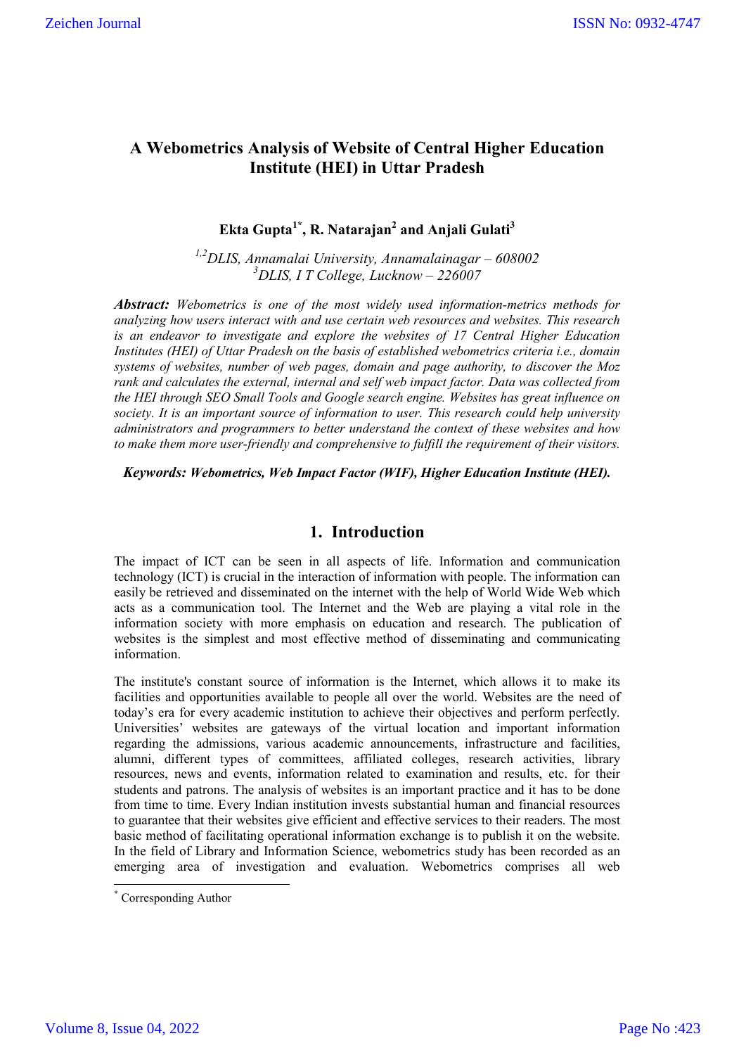# A Webometrics Analysis of Website of Central Higher Education Institute (HEI) in Uttar Pradesh

**Ekta Gupta[1*], R. Natarajan[2] and Anjali Gulati[3]**

*[1,2]DLIS, Annamalai University, Annamalainagar – 608002*
*[3]DLIS, I T College, Lucknow – 226007*

***Abstract:*** *Webometrics is one of the most widely used information-metrics methods for analyzing how users interact with and use certain web resources and websites. This research is an endeavor to investigate and explore the websites of 17 Central Higher Education Institutes (HEI) of Uttar Pradesh on the basis of established webometrics criteria i.e., domain systems of websites, number of web pages, domain and page authority, to discover the Moz rank and calculates the external, internal and self web impact factor. Data was collected from the HEI through SEO Small Tools and Google search engine. Websites has great influence on society. It is an important source of information to user. This research could help university administrators and programmers to better understand the context of these websites and how to make them more user-friendly and comprehensive to fulfill the requirement of their visitors.*

***Keywords: Webometrics, Web Impact Factor (WIF), Higher Education Institute (HEI).***

## 1. Introduction

The impact of ICT can be seen in all aspects of life. Information and communication technology (ICT) is crucial in the interaction of information with people. The information can easily be retrieved and disseminated on the internet with the help of World Wide Web which acts as a communication tool. The Internet and the Web are playing a vital role in the information society with more emphasis on education and research. The publication of websites is the simplest and most effective method of disseminating and communicating information.

The institute's constant source of information is the Internet, which allows it to make its facilities and opportunities available to people all over the world. Websites are the need of today's era for every academic institution to achieve their objectives and perform perfectly. Universities' websites are gateways of the virtual location and important information regarding the admissions, various academic announcements, infrastructure and facilities, alumni, different types of committees, affiliated colleges, research activities, library resources, news and events, information related to examination and results, etc. for their students and patrons. The analysis of websites is an important practice and it has to be done from time to time. Every Indian institution invests substantial human and financial resources to guarantee that their websites give efficient and effective services to their readers. The most basic method of facilitating operational information exchange is to publish it on the website. In the field of Library and Information Science, webometrics study has been recorded as an emerging area of investigation and evaluation. Webometrics comprises all web

[*] Corresponding Author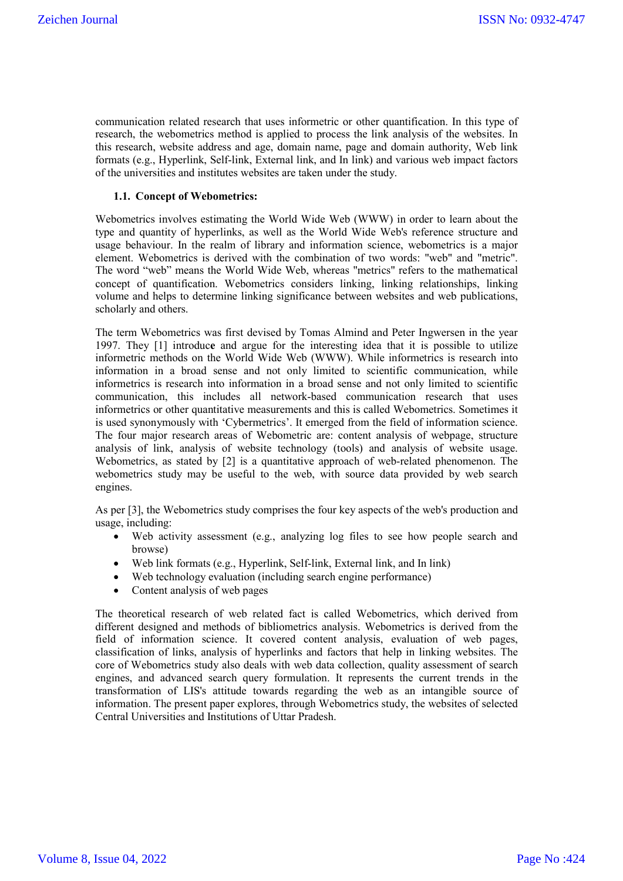communication related research that uses informetric or other quantification. In this type of research, the webometrics method is applied to process the link analysis of the websites. In this research, website address and age, domain name, page and domain authority, Web link formats (e.g., Hyperlink, Self-link, External link, and In link) and various web impact factors of the universities and institutes websites are taken under the study.

### 1.1. Concept of Webometrics:

Webometrics involves estimating the World Wide Web (WWW) in order to learn about the type and quantity of hyperlinks, as well as the World Wide Web's reference structure and usage behaviour. In the realm of library and information science, webometrics is a major element. Webometrics is derived with the combination of two words: "web" and "metric". The word "web" means the World Wide Web, whereas "metrics" refers to the mathematical concept of quantification. Webometrics considers linking, linking relationships, linking volume and helps to determine linking significance between websites and web publications, scholarly and others.

The term Webometrics was first devised by Tomas Almind and Peter Ingwersen in the year 1997. They [1] introduce and argue for the interesting idea that it is possible to utilize informetric methods on the World Wide Web (WWW). While informetrics is research into information in a broad sense and not only limited to scientific communication, while informetrics is research into information in a broad sense and not only limited to scientific communication, this includes all network-based communication research that uses informetrics or other quantitative measurements and this is called Webometrics. Sometimes it is used synonymously with 'Cybermetrics'. It emerged from the field of information science. The four major research areas of Webometric are: content analysis of webpage, structure analysis of link, analysis of website technology (tools) and analysis of website usage. Webometrics, as stated by [2] is a quantitative approach of web-related phenomenon. The webometrics study may be useful to the web, with source data provided by web search engines.

As per [3], the Webometrics study comprises the four key aspects of the web's production and usage, including:

- Web activity assessment (e.g., analyzing log files to see how people search and browse)
- Web link formats (e.g., Hyperlink, Self-link, External link, and In link)
- Web technology evaluation (including search engine performance)
- Content analysis of web pages

The theoretical research of web related fact is called Webometrics, which derived from different designed and methods of bibliometrics analysis. Webometrics is derived from the field of information science. It covered content analysis, evaluation of web pages, classification of links, analysis of hyperlinks and factors that help in linking websites. The core of Webometrics study also deals with web data collection, quality assessment of search engines, and advanced search query formulation. It represents the current trends in the transformation of LIS's attitude towards regarding the web as an intangible source of information. The present paper explores, through Webometrics study, the websites of selected Central Universities and Institutions of Uttar Pradesh.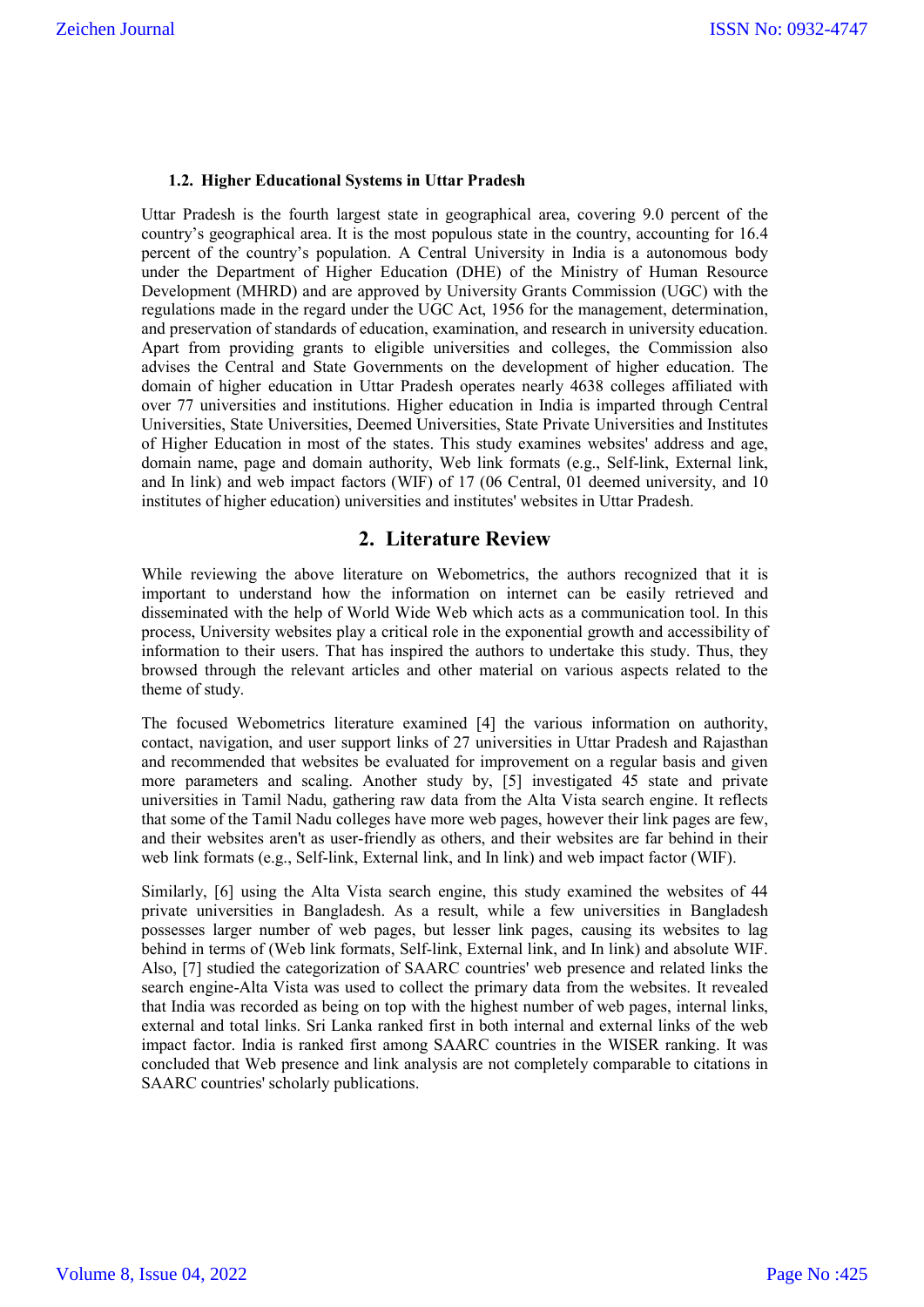### 1.2. Higher Educational Systems in Uttar Pradesh

Uttar Pradesh is the fourth largest state in geographical area, covering 9.0 percent of the country's geographical area. It is the most populous state in the country, accounting for 16.4 percent of the country's population. A Central University in India is a autonomous body under the Department of Higher Education (DHE) of the Ministry of Human Resource Development (MHRD) and are approved by University Grants Commission (UGC) with the regulations made in the regard under the UGC Act, 1956 for the management, determination, and preservation of standards of education, examination, and research in university education. Apart from providing grants to eligible universities and colleges, the Commission also advises the Central and State Governments on the development of higher education. The domain of higher education in Uttar Pradesh operates nearly 4638 colleges affiliated with over 77 universities and institutions. Higher education in India is imparted through Central Universities, State Universities, Deemed Universities, State Private Universities and Institutes of Higher Education in most of the states. This study examines websites' address and age, domain name, page and domain authority, Web link formats (e.g., Self-link, External link, and In link) and web impact factors (WIF) of 17 (06 Central, 01 deemed university, and 10 institutes of higher education) universities and institutes' websites in Uttar Pradesh.

## 2. Literature Review

While reviewing the above literature on Webometrics, the authors recognized that it is important to understand how the information on internet can be easily retrieved and disseminated with the help of World Wide Web which acts as a communication tool. In this process, University websites play a critical role in the exponential growth and accessibility of information to their users. That has inspired the authors to undertake this study. Thus, they browsed through the relevant articles and other material on various aspects related to the theme of study.

The focused Webometrics literature examined [4] the various information on authority, contact, navigation, and user support links of 27 universities in Uttar Pradesh and Rajasthan and recommended that websites be evaluated for improvement on a regular basis and given more parameters and scaling. Another study by, [5] investigated 45 state and private universities in Tamil Nadu, gathering raw data from the Alta Vista search engine. It reflects that some of the Tamil Nadu colleges have more web pages, however their link pages are few, and their websites aren't as user-friendly as others, and their websites are far behind in their web link formats (e.g., Self-link, External link, and In link) and web impact factor (WIF).

Similarly, [6] using the Alta Vista search engine, this study examined the websites of 44 private universities in Bangladesh. As a result, while a few universities in Bangladesh possesses larger number of web pages, but lesser link pages, causing its websites to lag behind in terms of (Web link formats, Self-link, External link, and In link) and absolute WIF. Also, [7] studied the categorization of SAARC countries' web presence and related links the search engine-Alta Vista was used to collect the primary data from the websites. It revealed that India was recorded as being on top with the highest number of web pages, internal links, external and total links. Sri Lanka ranked first in both internal and external links of the web impact factor. India is ranked first among SAARC countries in the WISER ranking. It was concluded that Web presence and link analysis are not completely comparable to citations in SAARC countries' scholarly publications.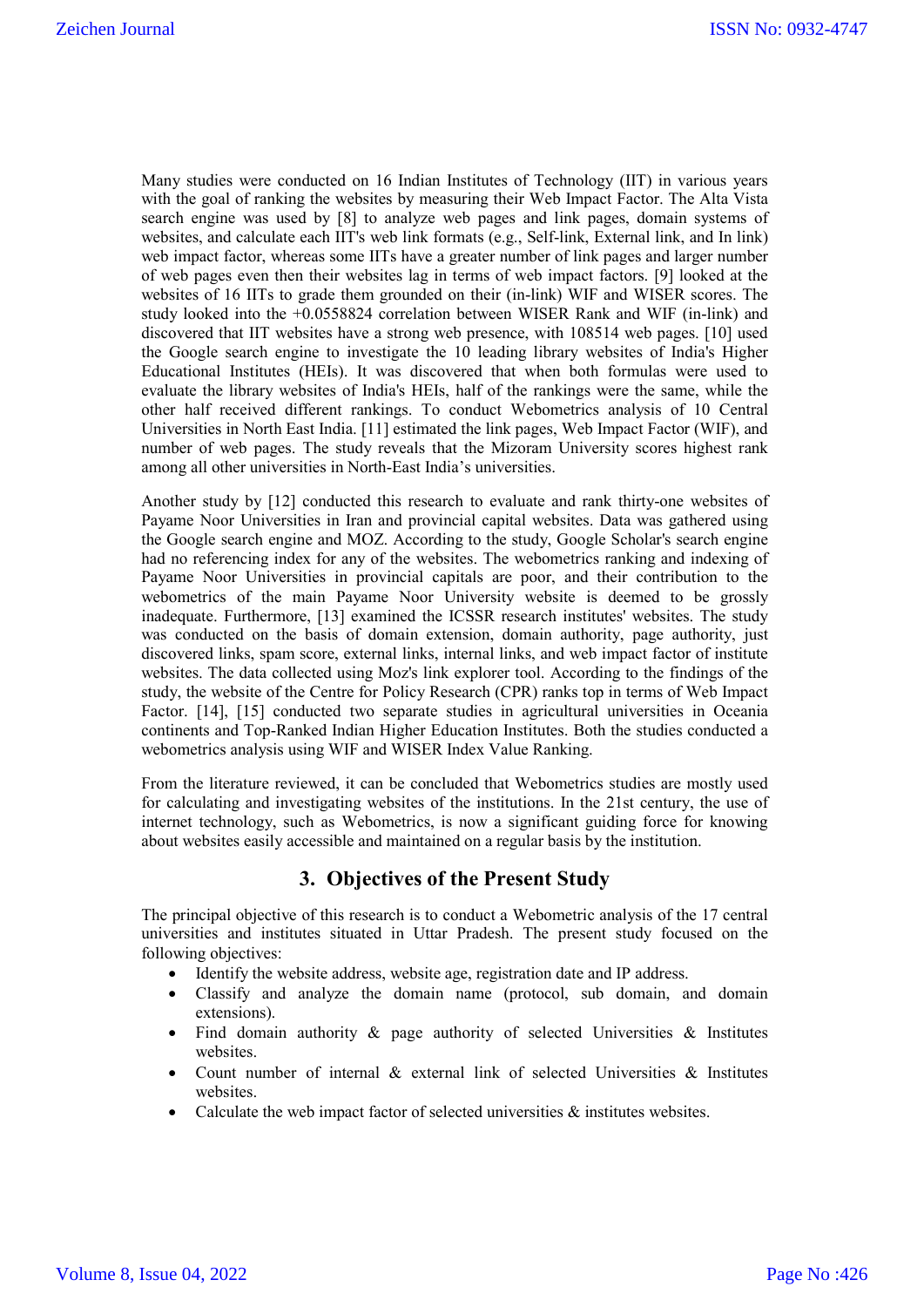Many studies were conducted on 16 Indian Institutes of Technology (IIT) in various years with the goal of ranking the websites by measuring their Web Impact Factor. The Alta Vista search engine was used by [8] to analyze web pages and link pages, domain systems of websites, and calculate each IIT's web link formats (e.g., Self-link, External link, and In link) web impact factor, whereas some IITs have a greater number of link pages and larger number of web pages even then their websites lag in terms of web impact factors. [9] looked at the websites of 16 IITs to grade them grounded on their (in-link) WIF and WISER scores. The study looked into the +0.0558824 correlation between WISER Rank and WIF (in-link) and discovered that IIT websites have a strong web presence, with 108514 web pages. [10] used the Google search engine to investigate the 10 leading library websites of India's Higher Educational Institutes (HEIs). It was discovered that when both formulas were used to evaluate the library websites of India's HEIs, half of the rankings were the same, while the other half received different rankings. To conduct Webometrics analysis of 10 Central Universities in North East India. [11] estimated the link pages, Web Impact Factor (WIF), and number of web pages. The study reveals that the Mizoram University scores highest rank among all other universities in North-East India's universities.

Another study by [12] conducted this research to evaluate and rank thirty-one websites of Payame Noor Universities in Iran and provincial capital websites. Data was gathered using the Google search engine and MOZ. According to the study, Google Scholar's search engine had no referencing index for any of the websites. The webometrics ranking and indexing of Payame Noor Universities in provincial capitals are poor, and their contribution to the webometrics of the main Payame Noor University website is deemed to be grossly inadequate. Furthermore, [13] examined the ICSSR research institutes' websites. The study was conducted on the basis of domain extension, domain authority, page authority, just discovered links, spam score, external links, internal links, and web impact factor of institute websites. The data collected using Moz's link explorer tool. According to the findings of the study, the website of the Centre for Policy Research (CPR) ranks top in terms of Web Impact Factor. [14], [15] conducted two separate studies in agricultural universities in Oceania continents and Top-Ranked Indian Higher Education Institutes. Both the studies conducted a webometrics analysis using WIF and WISER Index Value Ranking.

From the literature reviewed, it can be concluded that Webometrics studies are mostly used for calculating and investigating websites of the institutions. In the 21st century, the use of internet technology, such as Webometrics, is now a significant guiding force for knowing about websites easily accessible and maintained on a regular basis by the institution.

## 3. Objectives of the Present Study

The principal objective of this research is to conduct a Webometric analysis of the 17 central universities and institutes situated in Uttar Pradesh. The present study focused on the following objectives:

- Identify the website address, website age, registration date and IP address.
- Classify and analyze the domain name (protocol, sub domain, and domain extensions).
- Find domain authority & page authority of selected Universities & Institutes websites.
- Count number of internal & external link of selected Universities & Institutes websites.
- Calculate the web impact factor of selected universities & institutes websites.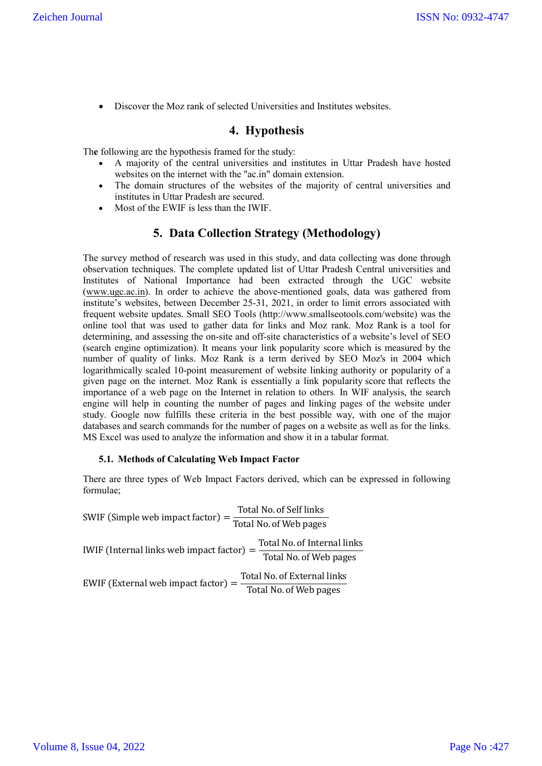- Discover the Moz rank of selected Universities and Institutes websites.

## 4. Hypothesis

The following are the hypothesis framed for the study:

- A majority of the central universities and institutes in Uttar Pradesh have hosted websites on the internet with the "ac.in" domain extension.
- The domain structures of the websites of the majority of central universities and institutes in Uttar Pradesh are secured.
- Most of the EWIF is less than the IWIF.

## 5. Data Collection Strategy (Methodology)

The survey method of research was used in this study, and data collecting was done through observation techniques. The complete updated list of Uttar Pradesh Central universities and Institutes of National Importance had been extracted through the UGC website (www.ugc.ac.in). In order to achieve the above-mentioned goals, data was gathered from institute's websites, between December 25-31, 2021, in order to limit errors associated with frequent website updates. Small SEO Tools (http://www.smallseotools.com/website) was the online tool that was used to gather data for links and Moz rank. Moz Rank is a tool for determining, and assessing the on-site and off-site characteristics of a website's level of SEO (search engine optimization). It means your link popularity score which is measured by the number of quality of links. Moz Rank is a term derived by SEO Moz's in 2004 which logarithmically scaled 10-point measurement of website linking authority or popularity of a given page on the internet. Moz Rank is essentially a link popularity score that reflects the importance of a web page on the Internet in relation to others. In WIF analysis, the search engine will help in counting the number of pages and linking pages of the website under study. Google now fulfills these criteria in the best possible way, with one of the major databases and search commands for the number of pages on a website as well as for the links. MS Excel was used to analyze the information and show it in a tabular format.

### 5.1. Methods of Calculating Web Impact Factor

There are three types of Web Impact Factors derived, which can be expressed in following formulae;

$$\text{SWIF (Simple web impact factor)} = \frac{\text{Total No. of Self links}}{\text{Total No. of Web pages}}$$

$$\text{IWIF (Internal links web impact factor)} = \frac{\text{Total No. of Internal links}}{\text{Total No. of Web pages}}$$

$$\text{EWIF (External web impact factor)} = \frac{\text{Total No. of External links}}{\text{Total No. of Web pages}}$$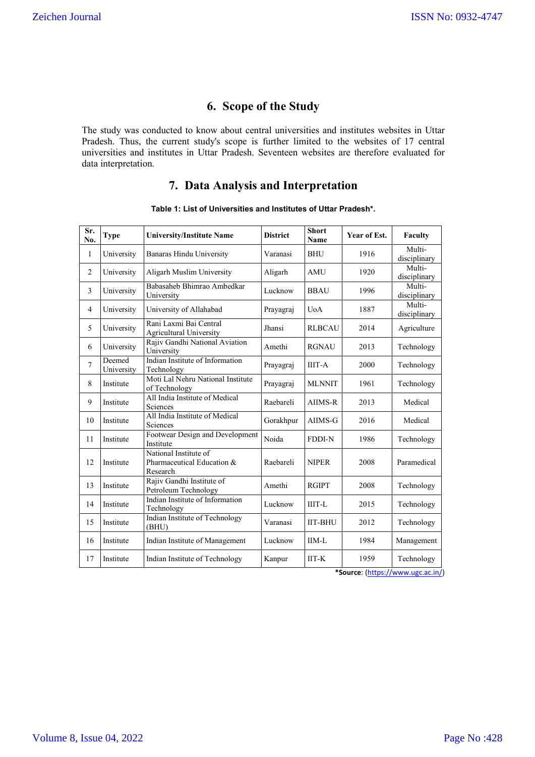## 6. Scope of the Study

The study was conducted to know about central universities and institutes websites in Uttar Pradesh. Thus, the current study's scope is further limited to the websites of 17 central universities and institutes in Uttar Pradesh. Seventeen websites are therefore evaluated for data interpretation.

## 7. Data Analysis and Interpretation

**Table 1: List of Universities and Institutes of Uttar Pradesh*.**

| Sr. No. | Type | University/Institute Name | District | Short Name | Year of Est. | Faculty |
|---|---|---|---|---|---|---|
| 1 | University | Banaras Hindu University | Varanasi | BHU | 1916 | Multi-disciplinary |
| 2 | University | Aligarh Muslim University | Aligarh | AMU | 1920 | Multi-disciplinary |
| 3 | University | Babasaheb Bhimrao Ambedkar University | Lucknow | BBAU | 1996 | Multi-disciplinary |
| 4 | University | University of Allahabad | Prayagraj | UoA | 1887 | Multi-disciplinary |
| 5 | University | Rani Laxmi Bai Central Agricultural University | Jhansi | RLBCAU | 2014 | Agriculture |
| 6 | University | Rajiv Gandhi National Aviation University | Amethi | RGNAU | 2013 | Technology |
| 7 | Deemed University | Indian Institute of Information Technology | Prayagraj | IIIT-A | 2000 | Technology |
| 8 | Institute | Moti Lal Nehru National Institute of Technology | Prayagraj | MLNNIT | 1961 | Technology |
| 9 | Institute | All India Institute of Medical Sciences | Raebareli | AIIMS-R | 2013 | Medical |
| 10 | Institute | All India Institute of Medical Sciences | Gorakhpur | AIIMS-G | 2016 | Medical |
| 11 | Institute | Footwear Design and Development Institute | Noida | FDDI-N | 1986 | Technology |
| 12 | Institute | National Institute of Pharmaceutical Education & Research | Raebareli | NIPER | 2008 | Paramedical |
| 13 | Institute | Rajiv Gandhi Institute of Petroleum Technology | Amethi | RGIPT | 2008 | Technology |
| 14 | Institute | Indian Institute of Information Technology | Lucknow | IIIT-L | 2015 | Technology |
| 15 | Institute | Indian Institute of Technology (BHU) | Varanasi | IIT-BHU | 2012 | Technology |
| 16 | Institute | Indian Institute of Management | Lucknow | IIM-L | 1984 | Management |
| 17 | Institute | Indian Institute of Technology | Kanpur | IIT-K | 1959 | Technology |

***Source**: (https://www.ugc.ac.in/)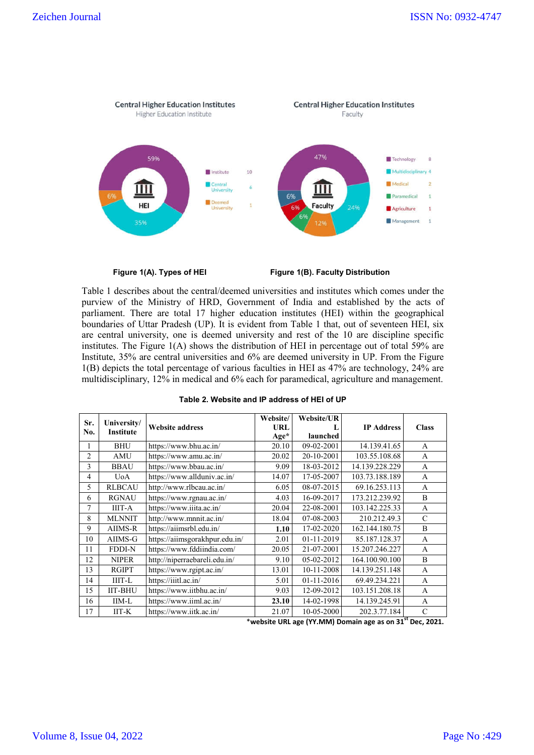**Figure 1(A). Types of HEI**

**Figure 1(B). Faculty Distribution**

Table 1 describes about the central/deemed universities and institutes which comes under the purview of the Ministry of HRD, Government of India and established by the acts of parliament. There are total 17 higher education institutes (HEI) within the geographical boundaries of Uttar Pradesh (UP). It is evident from Table 1 that, out of seventeen HEI, six are central university, one is deemed university and rest of the 10 are discipline specific institutes. The Figure 1(A) shows the distribution of HEI in percentage out of total 59% are Institute, 35% are central universities and 6% are deemed university in UP. From the Figure 1(B) depicts the total percentage of various faculties in HEI as 47% are technology, 24% are multidisciplinary, 12% in medical and 6% each for paramedical, agriculture and management.

**Table 2. Website and IP address of HEI of UP**

| Sr. No. | University/ Institute | Website address | Website/ URL Age* | Website/URL launched | IP Address | Class |
|---|---|---|---|---|---|---|
| 1 | BHU | https://www.bhu.ac.in/ | 20.10 | 09-02-2001 | 14.139.41.65 | A |
| 2 | AMU | https://www.amu.ac.in/ | 20.02 | 20-10-2001 | 103.55.108.68 | A |
| 3 | BBAU | https://www.bbau.ac.in/ | 9.09 | 18-03-2012 | 14.139.228.229 | A |
| 4 | UoA | https://www.allduniv.ac.in/ | 14.07 | 17-05-2007 | 103.73.188.189 | A |
| 5 | RLBCAU | http://www.rlbcau.ac.in/ | 6.05 | 08-07-2015 | 69.16.253.113 | A |
| 6 | RGNAU | https://www.rgnau.ac.in/ | 4.03 | 16-09-2017 | 173.212.239.92 | B |
| 7 | IIIT-A | https://www.iiita.ac.in/ | 20.04 | 22-08-2001 | 103.142.225.33 | A |
| 8 | MLNNIT | http://www.mnnit.ac.in/ | 18.04 | 07-08-2003 | 210.212.49.3 | C |
| 9 | AIIMS-R | https://aiimsrbl.edu.in/ | **1.10** | 17-02-2020 | 162.144.180.75 | B |
| 10 | AIIMS-G | https://aiimsgorakhpur.edu.in/ | 2.01 | 01-11-2019 | 85.187.128.37 | A |
| 11 | FDDI-N | https://www.fddiindia.com/ | 20.05 | 21-07-2001 | 15.207.246.227 | A |
| 12 | NIPER | http://niperraebareli.edu.in/ | 9.10 | 05-02-2012 | 164.100.90.100 | B |
| 13 | RGIPT | https://www.rgipt.ac.in/ | 13.01 | 10-11-2008 | 14.139.251.148 | A |
| 14 | IIIT-L | https://iiitl.ac.in/ | 5.01 | 01-11-2016 | 69.49.234.221 | A |
| 15 | IIT-BHU | https://www.iitbhu.ac.in/ | 9.03 | 12-09-2012 | 103.151.208.18 | A |
| 16 | IIM-L | https://www.iiml.ac.in/ | **23.10** | 14-02-1998 | 14.139.245.91 | A |
| 17 | IIT-K | https://www.iitk.ac.in/ | 21.07 | 10-05-2000 | 202.3.77.184 | C |

***website URL age (YY.MM) Domain age as on 31st Dec, 2021.**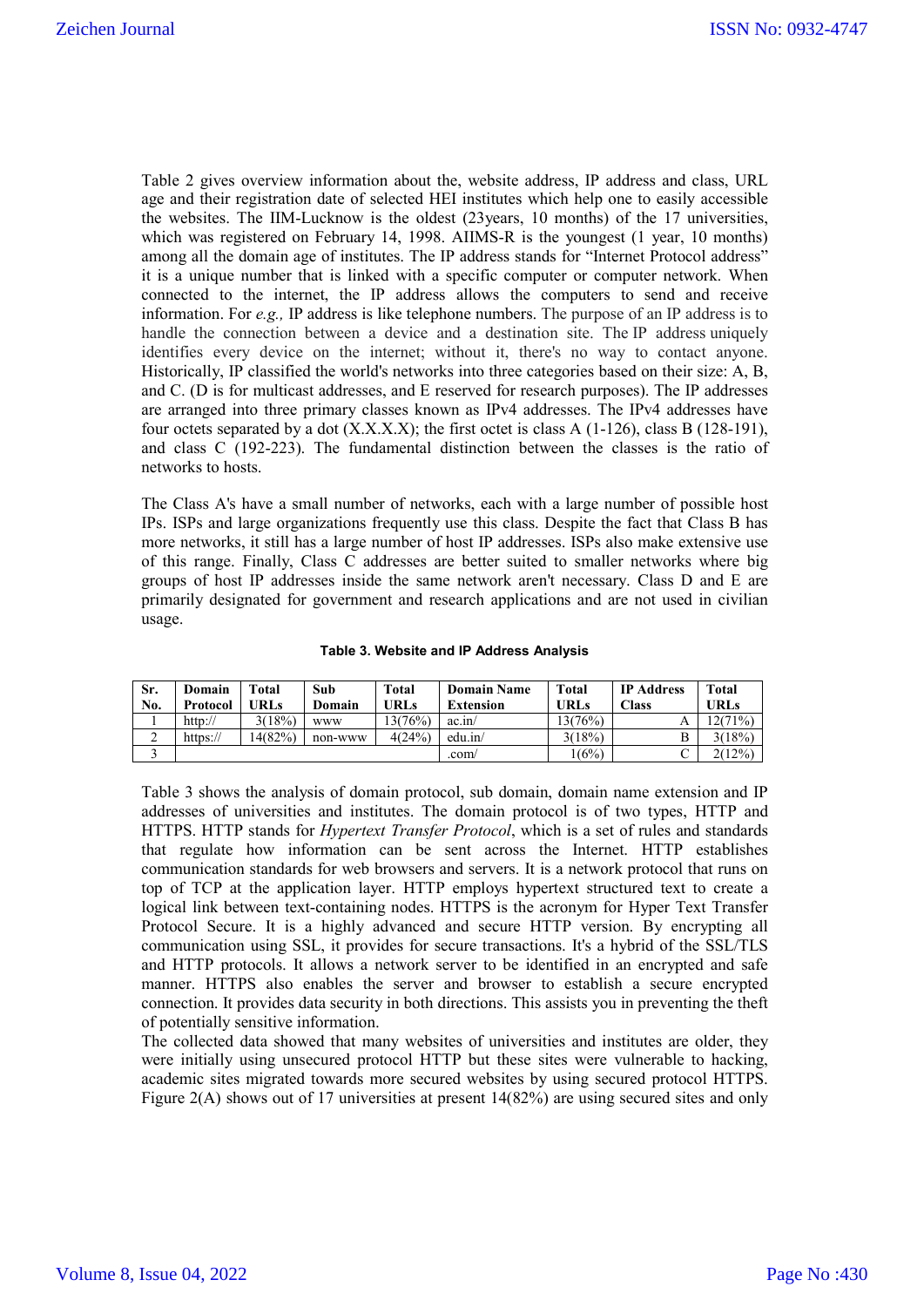Table 2 gives overview information about the, website address, IP address and class, URL age and their registration date of selected HEI institutes which help one to easily accessible the websites. The IIM-Lucknow is the oldest (23years, 10 months) of the 17 universities, which was registered on February 14, 1998. AIIMS-R is the youngest (1 year, 10 months) among all the domain age of institutes. The IP address stands for "Internet Protocol address" it is a unique number that is linked with a specific computer or computer network. When connected to the internet, the IP address allows the computers to send and receive information. For *e.g.,* IP address is like telephone numbers. The purpose of an IP address is to handle the connection between a device and a destination site. The IP address uniquely identifies every device on the internet; without it, there's no way to contact anyone. Historically, IP classified the world's networks into three categories based on their size: A, B, and C. (D is for multicast addresses, and E reserved for research purposes). The IP addresses are arranged into three primary classes known as IPv4 addresses. The IPv4 addresses have four octets separated by a dot (X.X.X.X); the first octet is class A (1-126), class B (128-191), and class C (192-223). The fundamental distinction between the classes is the ratio of networks to hosts.

The Class A's have a small number of networks, each with a large number of possible host IPs. ISPs and large organizations frequently use this class. Despite the fact that Class B has more networks, it still has a large number of host IP addresses. ISPs also make extensive use of this range. Finally, Class C addresses are better suited to smaller networks where big groups of host IP addresses inside the same network aren't necessary. Class D and E are primarily designated for government and research applications and are not used in civilian usage.

**Table 3. Website and IP Address Analysis**

| Sr. No. | Domain Protocol | Total URLs | Sub Domain | Total URLs | Domain Name Extension | Total URLs | IP Address Class | Total URLs |
|---|---|---|---|---|---|---|---|---|
| 1 | http:// | 3(18%) | www | 13(76%) | ac.in/ | 13(76%) | A | 12(71%) |
| 2 | https:// | 14(82%) | non-www | 4(24%) | edu.in/ | 3(18%) | B | 3(18%) |
| 3 | | | | | .com/ | 1(6%) | C | 2(12%) |

Table 3 shows the analysis of domain protocol, sub domain, domain name extension and IP addresses of universities and institutes. The domain protocol is of two types, HTTP and HTTPS. HTTP stands for *Hypertext Transfer Protocol*, which is a set of rules and standards that regulate how information can be sent across the Internet. HTTP establishes communication standards for web browsers and servers. It is a network protocol that runs on top of TCP at the application layer. HTTP employs hypertext structured text to create a logical link between text-containing nodes. HTTPS is the acronym for Hyper Text Transfer Protocol Secure. It is a highly advanced and secure HTTP version. By encrypting all communication using SSL, it provides for secure transactions. It's a hybrid of the SSL/TLS and HTTP protocols. It allows a network server to be identified in an encrypted and safe manner. HTTPS also enables the server and browser to establish a secure encrypted connection. It provides data security in both directions. This assists you in preventing the theft of potentially sensitive information.

The collected data showed that many websites of universities and institutes are older, they were initially using unsecured protocol HTTP but these sites were vulnerable to hacking, academic sites migrated towards more secured websites by using secured protocol HTTPS. Figure 2(A) shows out of 17 universities at present 14(82%) are using secured sites and only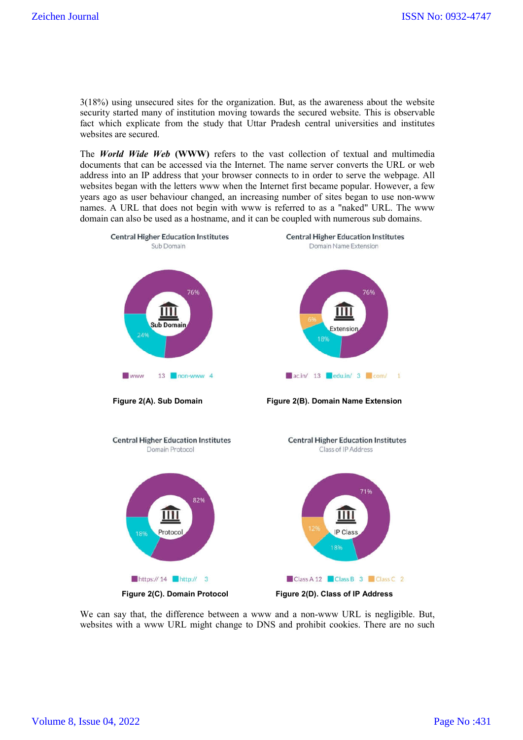3(18%) using unsecured sites for the organization. But, as the awareness about the website security started many of institution moving towards the secured website. This is observable fact which explicate from the study that Uttar Pradesh central universities and institutes websites are secured.

The ***World Wide Web*** **(WWW)** refers to the vast collection of textual and multimedia documents that can be accessed via the Internet. The name server converts the URL or web address into an IP address that your browser connects to in order to serve the webpage. All websites began with the letters www when the Internet first became popular. However, a few years ago as user behaviour changed, an increasing number of sites began to use non-www names. A URL that does not begin with www is referred to as a "naked" URL. The www domain can also be used as a hostname, and it can be coupled with numerous sub domains.

Central Higher Education Institutes
Sub Domain

Sub Domain: 76%, 24%

www 13 non-www 4

**Figure 2(A). Sub Domain**

Central Higher Education Institutes
Domain Name Extension

Extension: 76%, 18%, 6%

ac.in/ 13 edu.in/ 3 com/ 1

**Figure 2(B). Domain Name Extension**

Central Higher Education Institutes
Domain Protocol

Protocol: 82%, 18%

https:// 14 http:// 3

**Figure 2(C). Domain Protocol**

Central Higher Education Institutes
Class of IP Address

IP Class: 71%, 18%, 12%

Class A 12 Class B 3 Class C 2

**Figure 2(D). Class of IP Address**

We can say that, the difference between a www and a non-www URL is negligible. But, websites with a www URL might change to DNS and prohibit cookies. There are no such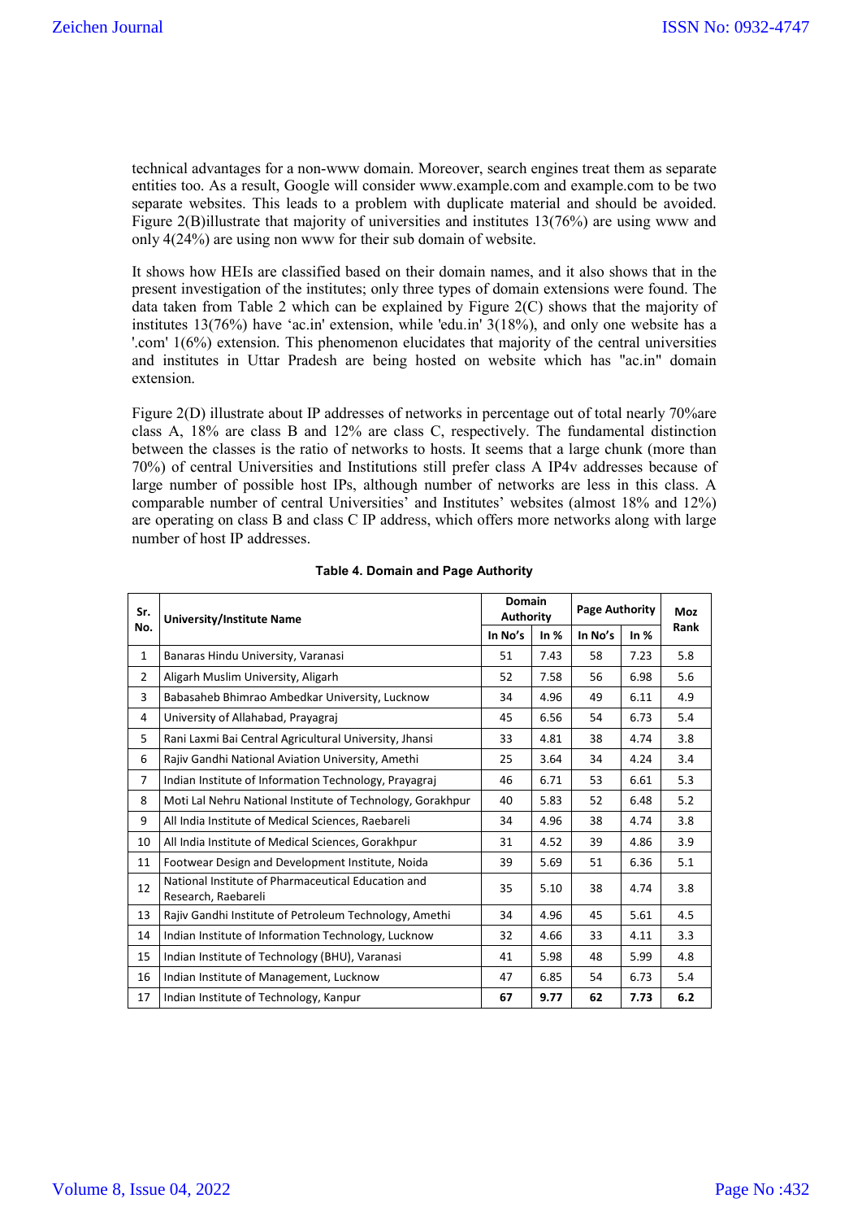technical advantages for a non-www domain. Moreover, search engines treat them as separate entities too. As a result, Google will consider www.example.com and example.com to be two separate websites. This leads to a problem with duplicate material and should be avoided. Figure 2(B)illustrate that majority of universities and institutes 13(76%) are using www and only 4(24%) are using non www for their sub domain of website.

It shows how HEIs are classified based on their domain names, and it also shows that in the present investigation of the institutes; only three types of domain extensions were found. The data taken from Table 2 which can be explained by Figure 2(C) shows that the majority of institutes 13(76%) have 'ac.in' extension, while 'edu.in' 3(18%), and only one website has a '.com' 1(6%) extension. This phenomenon elucidates that majority of the central universities and institutes in Uttar Pradesh are being hosted on website which has "ac.in" domain extension.

Figure 2(D) illustrate about IP addresses of networks in percentage out of total nearly 70%are class A, 18% are class B and 12% are class C, respectively. The fundamental distinction between the classes is the ratio of networks to hosts. It seems that a large chunk (more than 70%) of central Universities and Institutions still prefer class A IP4v addresses because of large number of possible host IPs, although number of networks are less in this class. A comparable number of central Universities' and Institutes' websites (almost 18% and 12%) are operating on class B and class C IP address, which offers more networks along with large number of host IP addresses.

**Table 4. Domain and Page Authority**

| Sr. No. | University/Institute Name | Domain Authority | | Page Authority | | Moz Rank |
|---|---|---|---|---|---|---|
| | | In No's | In % | In No's | In % | |
| 1 | Banaras Hindu University, Varanasi | 51 | 7.43 | 58 | 7.23 | 5.8 |
| 2 | Aligarh Muslim University, Aligarh | 52 | 7.58 | 56 | 6.98 | 5.6 |
| 3 | Babasaheb Bhimrao Ambedkar University, Lucknow | 34 | 4.96 | 49 | 6.11 | 4.9 |
| 4 | University of Allahabad, Prayagraj | 45 | 6.56 | 54 | 6.73 | 5.4 |
| 5 | Rani Laxmi Bai Central Agricultural University, Jhansi | 33 | 4.81 | 38 | 4.74 | 3.8 |
| 6 | Rajiv Gandhi National Aviation University, Amethi | 25 | 3.64 | 34 | 4.24 | 3.4 |
| 7 | Indian Institute of Information Technology, Prayagraj | 46 | 6.71 | 53 | 6.61 | 5.3 |
| 8 | Moti Lal Nehru National Institute of Technology, Gorakhpur | 40 | 5.83 | 52 | 6.48 | 5.2 |
| 9 | All India Institute of Medical Sciences, Raebareli | 34 | 4.96 | 38 | 4.74 | 3.8 |
| 10 | All India Institute of Medical Sciences, Gorakhpur | 31 | 4.52 | 39 | 4.86 | 3.9 |
| 11 | Footwear Design and Development Institute, Noida | 39 | 5.69 | 51 | 6.36 | 5.1 |
| 12 | National Institute of Pharmaceutical Education and Research, Raebareli | 35 | 5.10 | 38 | 4.74 | 3.8 |
| 13 | Rajiv Gandhi Institute of Petroleum Technology, Amethi | 34 | 4.96 | 45 | 5.61 | 4.5 |
| 14 | Indian Institute of Information Technology, Lucknow | 32 | 4.66 | 33 | 4.11 | 3.3 |
| 15 | Indian Institute of Technology (BHU), Varanasi | 41 | 5.98 | 48 | 5.99 | 4.8 |
| 16 | Indian Institute of Management, Lucknow | 47 | 6.85 | 54 | 6.73 | 5.4 |
| 17 | Indian Institute of Technology, Kanpur | **67** | **9.77** | **62** | **7.73** | **6.2** |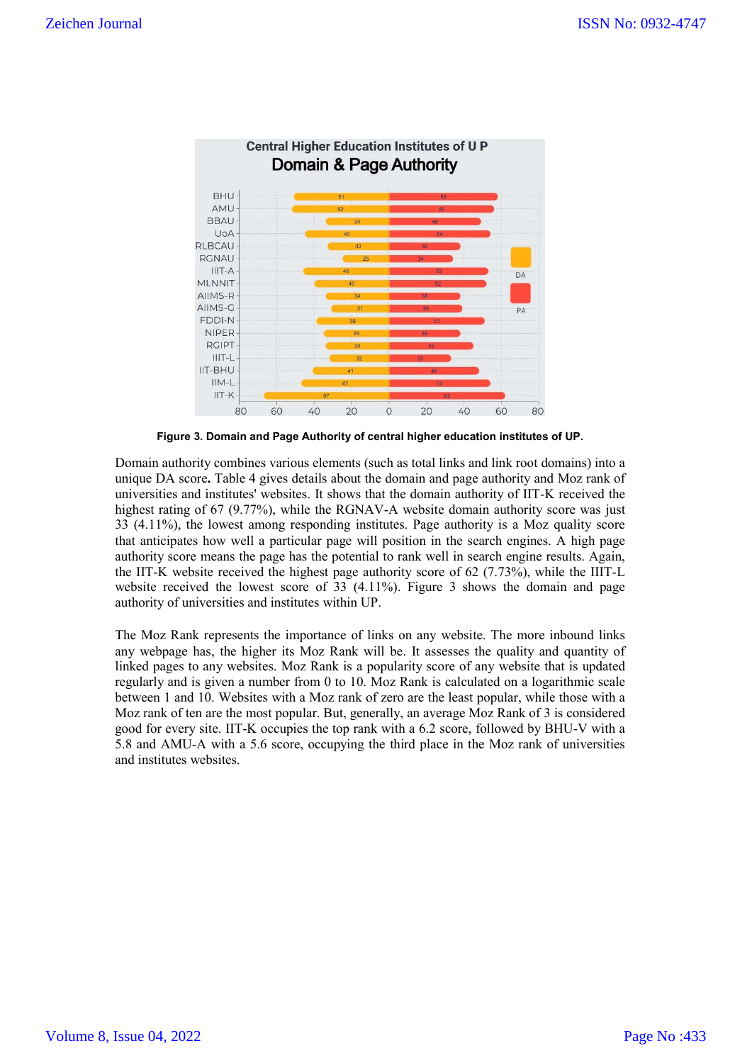Figure 3. Domain and Page Authority of central higher education institutes of UP.

Domain authority combines various elements (such as total links and link root domains) into a unique DA score**.** Table 4 gives details about the domain and page authority and Moz rank of universities and institutes' websites. It shows that the domain authority of IIT-K received the highest rating of 67 (9.77%), while the RGNAV-A website domain authority score was just 33 (4.11%), the lowest among responding institutes. Page authority is a Moz quality score that anticipates how well a particular page will position in the search engines. A high page authority score means the page has the potential to rank well in search engine results. Again, the IIT-K website received the highest page authority score of 62 (7.73%), while the IIIT-L website received the lowest score of 33 (4.11%). Figure 3 shows the domain and page authority of universities and institutes within UP.

The Moz Rank represents the importance of links on any website. The more inbound links any webpage has, the higher its Moz Rank will be. It assesses the quality and quantity of linked pages to any websites. Moz Rank is a popularity score of any website that is updated regularly and is given a number from 0 to 10. Moz Rank is calculated on a logarithmic scale between 1 and 10. Websites with a Moz rank of zero are the least popular, while those with a Moz rank of ten are the most popular. But, generally, an average Moz Rank of 3 is considered good for every site. IIT-K occupies the top rank with a 6.2 score, followed by BHU-V with a 5.8 and AMU-A with a 5.6 score, occupying the third place in the Moz rank of universities and institutes websites.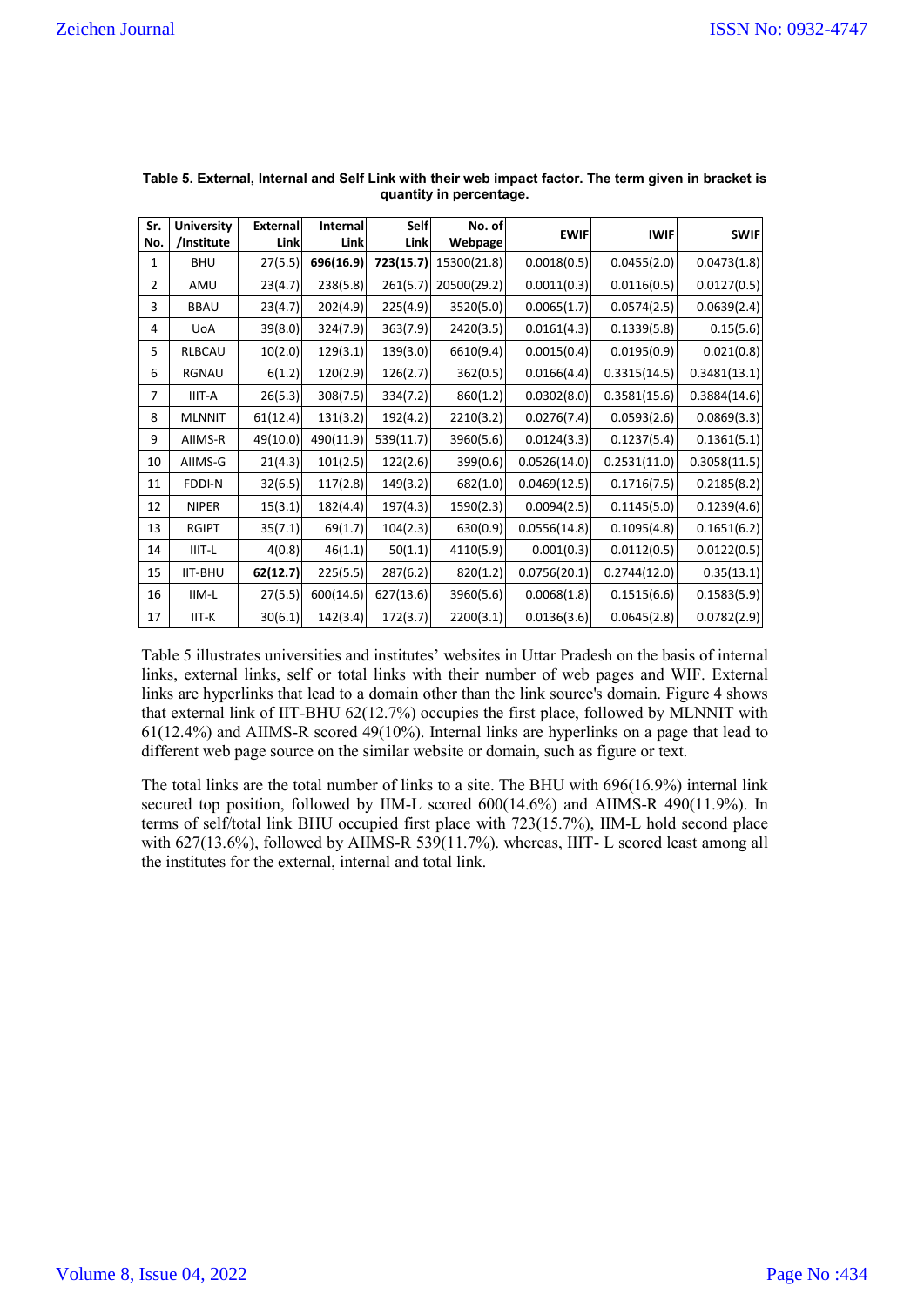**Table 5. External, Internal and Self Link with their web impact factor. The term given in bracket is quantity in percentage.**

| Sr. No. | University /Institute | External Link | Internal Link | Self Link | No. of Webpage | EWIF | IWIF | SWIF |
|---|---|---|---|---|---|---|---|---|
| 1 | BHU | 27(5.5) | **696(16.9)** | **723(15.7)** | 15300(21.8) | 0.0018(0.5) | 0.0455(2.0) | 0.0473(1.8) |
| 2 | AMU | 23(4.7) | 238(5.8) | 261(5.7) | 20500(29.2) | 0.0011(0.3) | 0.0116(0.5) | 0.0127(0.5) |
| 3 | BBAU | 23(4.7) | 202(4.9) | 225(4.9) | 3520(5.0) | 0.0065(1.7) | 0.0574(2.5) | 0.0639(2.4) |
| 4 | UoA | 39(8.0) | 324(7.9) | 363(7.9) | 2420(3.5) | 0.0161(4.3) | 0.1339(5.8) | 0.15(5.6) |
| 5 | RLBCAU | 10(2.0) | 129(3.1) | 139(3.0) | 6610(9.4) | 0.0015(0.4) | 0.0195(0.9) | 0.021(0.8) |
| 6 | RGNAU | 6(1.2) | 120(2.9) | 126(2.7) | 362(0.5) | 0.0166(4.4) | 0.3315(14.5) | 0.3481(13.1) |
| 7 | IIIT-A | 26(5.3) | 308(7.5) | 334(7.2) | 860(1.2) | 0.0302(8.0) | 0.3581(15.6) | 0.3884(14.6) |
| 8 | MLNNIT | 61(12.4) | 131(3.2) | 192(4.2) | 2210(3.2) | 0.0276(7.4) | 0.0593(2.6) | 0.0869(3.3) |
| 9 | AIIMS-R | 49(10.0) | 490(11.9) | 539(11.7) | 3960(5.6) | 0.0124(3.3) | 0.1237(5.4) | 0.1361(5.1) |
| 10 | AIIMS-G | 21(4.3) | 101(2.5) | 122(2.6) | 399(0.6) | 0.0526(14.0) | 0.2531(11.0) | 0.3058(11.5) |
| 11 | FDDI-N | 32(6.5) | 117(2.8) | 149(3.2) | 682(1.0) | 0.0469(12.5) | 0.1716(7.5) | 0.2185(8.2) |
| 12 | NIPER | 15(3.1) | 182(4.4) | 197(4.3) | 1590(2.3) | 0.0094(2.5) | 0.1145(5.0) | 0.1239(4.6) |
| 13 | RGIPT | 35(7.1) | 69(1.7) | 104(2.3) | 630(0.9) | 0.0556(14.8) | 0.1095(4.8) | 0.1651(6.2) |
| 14 | IIIT-L | 4(0.8) | 46(1.1) | 50(1.1) | 4110(5.9) | 0.001(0.3) | 0.0112(0.5) | 0.0122(0.5) |
| 15 | IIT-BHU | **62(12.7)** | 225(5.5) | 287(6.2) | 820(1.2) | 0.0756(20.1) | 0.2744(12.0) | 0.35(13.1) |
| 16 | IIM-L | 27(5.5) | 600(14.6) | 627(13.6) | 3960(5.6) | 0.0068(1.8) | 0.1515(6.6) | 0.1583(5.9) |
| 17 | IIT-K | 30(6.1) | 142(3.4) | 172(3.7) | 2200(3.1) | 0.0136(3.6) | 0.0645(2.8) | 0.0782(2.9) |

Table 5 illustrates universities and institutes' websites in Uttar Pradesh on the basis of internal links, external links, self or total links with their number of web pages and WIF. External links are hyperlinks that lead to a domain other than the link source's domain. Figure 4 shows that external link of IIT-BHU 62(12.7%) occupies the first place, followed by MLNNIT with 61(12.4%) and AIIMS-R scored 49(10%). Internal links are hyperlinks on a page that lead to different web page source on the similar website or domain, such as figure or text.

The total links are the total number of links to a site. The BHU with 696(16.9%) internal link secured top position, followed by IIM-L scored 600(14.6%) and AIIMS-R 490(11.9%). In terms of self/total link BHU occupied first place with 723(15.7%), IIM-L hold second place with 627(13.6%), followed by AIIMS-R 539(11.7%). whereas, IIIT- L scored least among all the institutes for the external, internal and total link.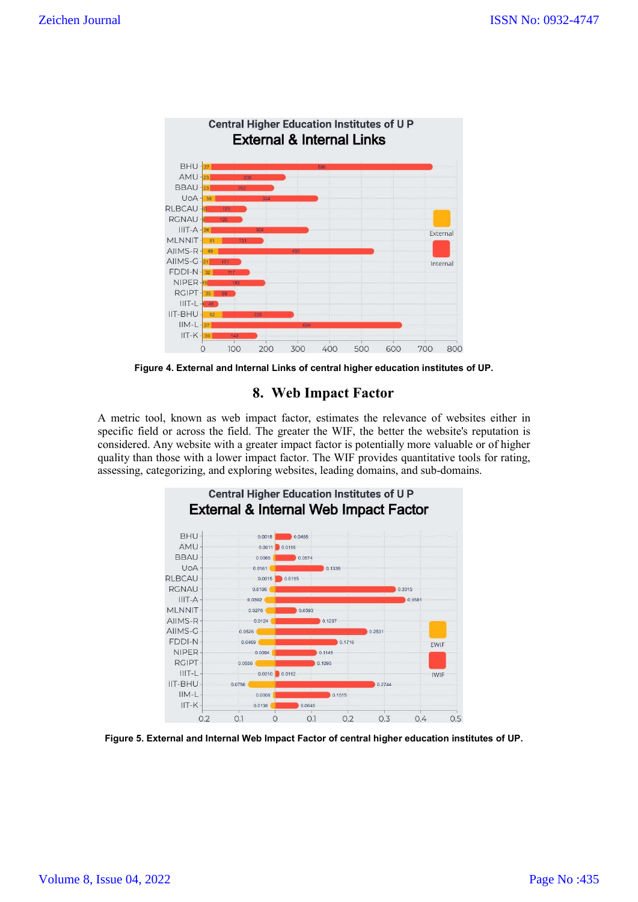Figure 4. External and Internal Links of central higher education institutes of UP.

## 8. Web Impact Factor

A metric tool, known as web impact factor, estimates the relevance of websites either in specific field or across the field. The greater the WIF, the better the website's reputation is considered. Any website with a greater impact factor is potentially more valuable or of higher quality than those with a lower impact factor. The WIF provides quantitative tools for rating, assessing, categorizing, and exploring websites, leading domains, and sub-domains.

Figure 5. External and Internal Web Impact Factor of central higher education institutes of UP.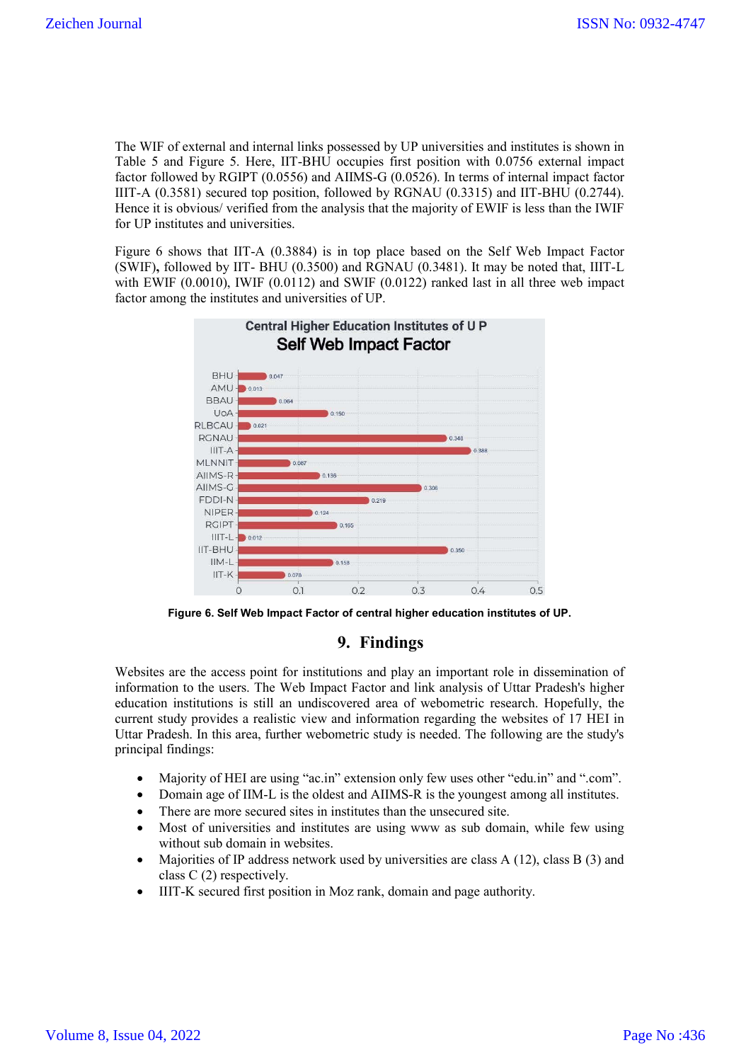The WIF of external and internal links possessed by UP universities and institutes is shown in Table 5 and Figure 5. Here, IIT-BHU occupies first position with 0.0756 external impact factor followed by RGIPT (0.0556) and AIIMS-G (0.0526). In terms of internal impact factor IIIT-A (0.3581) secured top position, followed by RGNAU (0.3315) and IIT-BHU (0.2744). Hence it is obvious/ verified from the analysis that the majority of EWIF is less than the IWIF for UP institutes and universities.

Figure 6 shows that IIT-A (0.3884) is in top place based on the Self Web Impact Factor (SWIF)**,** followed by IIT- BHU (0.3500) and RGNAU (0.3481). It may be noted that, IIIT-L with EWIF (0.0010), IWIF (0.0112) and SWIF (0.0122) ranked last in all three web impact factor among the institutes and universities of UP.

**Figure 6. Self Web Impact Factor of central higher education institutes of UP.**

## 9. Findings

Websites are the access point for institutions and play an important role in dissemination of information to the users. The Web Impact Factor and link analysis of Uttar Pradesh's higher education institutions is still an undiscovered area of webometric research. Hopefully, the current study provides a realistic view and information regarding the websites of 17 HEI in Uttar Pradesh. In this area, further webometric study is needed. The following are the study's principal findings:

- Majority of HEI are using "ac.in" extension only few uses other "edu.in" and ".com".
- Domain age of IIM-L is the oldest and AIIMS-R is the youngest among all institutes.
- There are more secured sites in institutes than the unsecured site.
- Most of universities and institutes are using www as sub domain, while few using without sub domain in websites.
- Majorities of IP address network used by universities are class A (12), class B (3) and class C (2) respectively.
- IIIT-K secured first position in Moz rank, domain and page authority.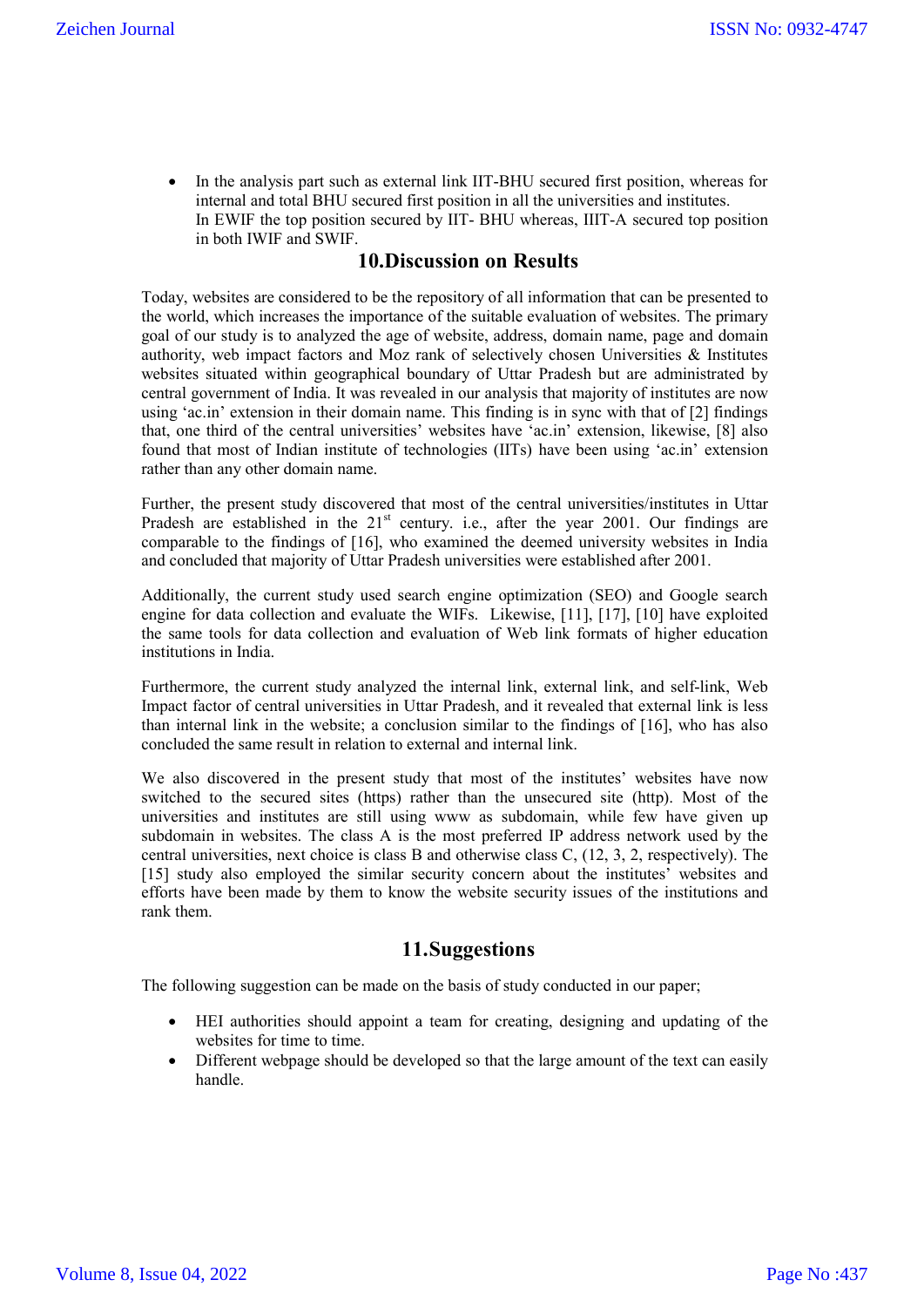- In the analysis part such as external link IIT-BHU secured first position, whereas for internal and total BHU secured first position in all the universities and institutes.
  In EWIF the top position secured by IIT- BHU whereas, IIIT-A secured top position in both IWIF and SWIF.

## 10.Discussion on Results

Today, websites are considered to be the repository of all information that can be presented to the world, which increases the importance of the suitable evaluation of websites. The primary goal of our study is to analyzed the age of website, address, domain name, page and domain authority, web impact factors and Moz rank of selectively chosen Universities & Institutes websites situated within geographical boundary of Uttar Pradesh but are administrated by central government of India. It was revealed in our analysis that majority of institutes are now using 'ac.in' extension in their domain name. This finding is in sync with that of [2] findings that, one third of the central universities' websites have 'ac.in' extension, likewise, [8] also found that most of Indian institute of technologies (IITs) have been using 'ac.in' extension rather than any other domain name.

Further, the present study discovered that most of the central universities/institutes in Uttar Pradesh are established in the 21$^{st}$ century. i.e., after the year 2001. Our findings are comparable to the findings of [16], who examined the deemed university websites in India and concluded that majority of Uttar Pradesh universities were established after 2001.

Additionally, the current study used search engine optimization (SEO) and Google search engine for data collection and evaluate the WIFs. Likewise, [11], [17], [10] have exploited the same tools for data collection and evaluation of Web link formats of higher education institutions in India.

Furthermore, the current study analyzed the internal link, external link, and self-link, Web Impact factor of central universities in Uttar Pradesh, and it revealed that external link is less than internal link in the website; a conclusion similar to the findings of [16], who has also concluded the same result in relation to external and internal link.

We also discovered in the present study that most of the institutes' websites have now switched to the secured sites (https) rather than the unsecured site (http). Most of the universities and institutes are still using www as subdomain, while few have given up subdomain in websites. The class A is the most preferred IP address network used by the central universities, next choice is class B and otherwise class C, (12, 3, 2, respectively). The [15] study also employed the similar security concern about the institutes' websites and efforts have been made by them to know the website security issues of the institutions and rank them.

## 11.Suggestions

The following suggestion can be made on the basis of study conducted in our paper;

- HEI authorities should appoint a team for creating, designing and updating of the websites for time to time.
- Different webpage should be developed so that the large amount of the text can easily handle.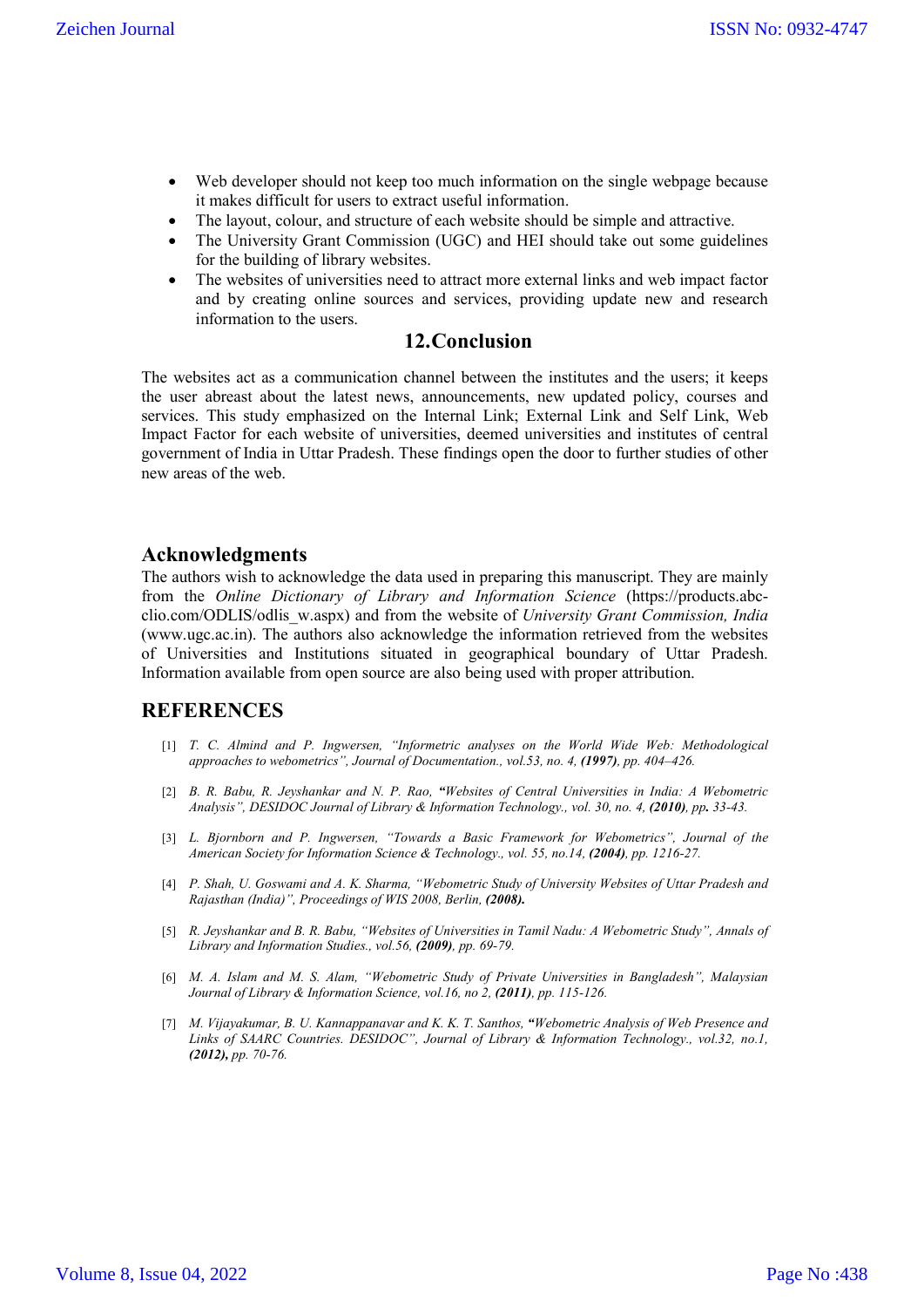- Web developer should not keep too much information on the single webpage because it makes difficult for users to extract useful information.
- The layout, colour, and structure of each website should be simple and attractive.
- The University Grant Commission (UGC) and HEI should take out some guidelines for the building of library websites.
- The websites of universities need to attract more external links and web impact factor and by creating online sources and services, providing update new and research information to the users.

## 12.Conclusion

The websites act as a communication channel between the institutes and the users; it keeps the user abreast about the latest news, announcements, new updated policy, courses and services. This study emphasized on the Internal Link; External Link and Self Link, Web Impact Factor for each website of universities, deemed universities and institutes of central government of India in Uttar Pradesh. These findings open the door to further studies of other new areas of the web.

## Acknowledgments

The authors wish to acknowledge the data used in preparing this manuscript. They are mainly from the *Online Dictionary of Library and Information Science* (https://products.abc-clio.com/ODLIS/odlis_w.aspx) and from the website of *University Grant Commission, India* (www.ugc.ac.in). The authors also acknowledge the information retrieved from the websites of Universities and Institutions situated in geographical boundary of Uttar Pradesh. Information available from open source are also being used with proper attribution.

## REFERENCES

[1] *T. C. Almind and P. Ingwersen, "Informetric analyses on the World Wide Web: Methodological approaches to webometrics", Journal of Documentation., vol.53, no. 4,* ***(1997)****, pp. 404–426.*

[2] *B. R. Babu, R. Jeyshankar and N. P. Rao,* ***"****Websites of Central Universities in India: A Webometric Analysis", DESIDOC Journal of Library & Information Technology., vol. 30, no. 4,* ***(2010)****, pp****.*** *33-43.*

[3] *L. Bjornborn and P. Ingwersen, "Towards a Basic Framework for Webometrics", Journal of the American Society for Information Science & Technology., vol. 55, no.14,* ***(2004)****, pp. 1216-27.*

[4] *P. Shah, U. Goswami and A. K. Sharma, "Webometric Study of University Websites of Uttar Pradesh and Rajasthan (India)", Proceedings of WIS 2008, Berlin,* ***(2008).***

[5] *R. Jeyshankar and B. R. Babu, "Websites of Universities in Tamil Nadu: A Webometric Study", Annals of Library and Information Studies., vol.56,* ***(2009)****, pp. 69-79.*

[6] *M. A. Islam and M. S. Alam, "Webometric Study of Private Universities in Bangladesh", Malaysian Journal of Library & Information Science, vol.16, no 2,* ***(2011)****, pp. 115-126.*

[7] *M. Vijayakumar, B. U. Kannappanavar and K. K. T. Santhos,* ***"****Webometric Analysis of Web Presence and Links of SAARC Countries. DESIDOC", Journal of Library & Information Technology., vol.32, no.1,* ***(2012),*** *pp. 70-76.*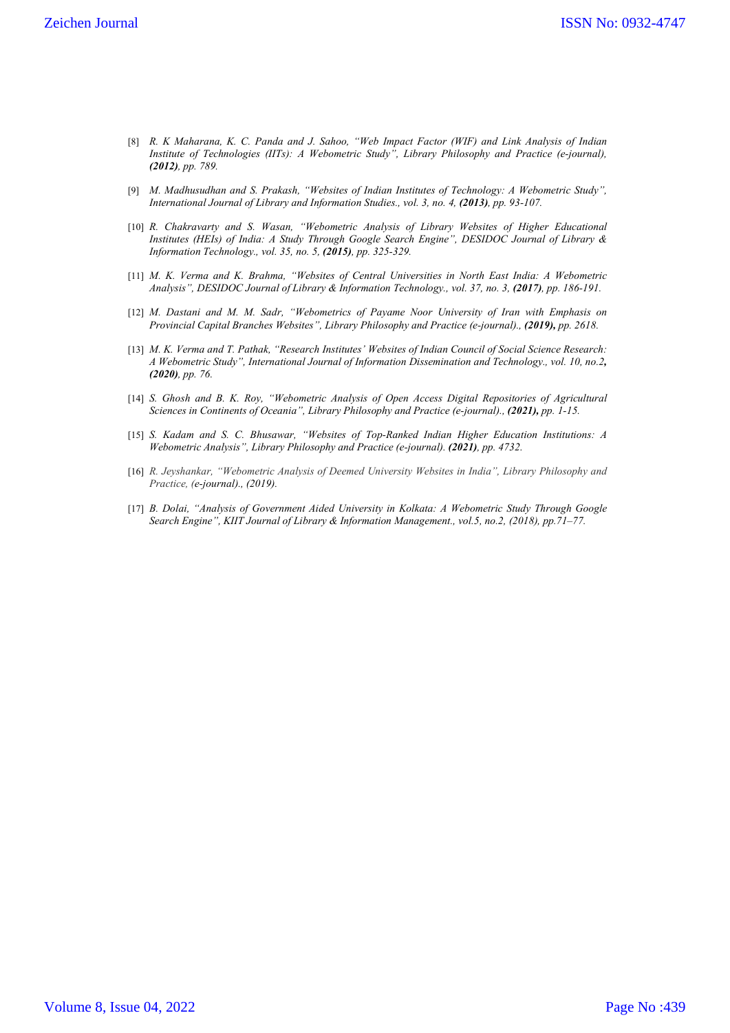[8] *R. K Maharana, K. C. Panda and J. Sahoo, "Web Impact Factor (WIF) and Link Analysis of Indian Institute of Technologies (IITs): A Webometric Study", Library Philosophy and Practice (e-journal), **(2012)**, pp. 789.*

[9] *M. Madhusudhan and S. Prakash, "Websites of Indian Institutes of Technology: A Webometric Study", International Journal of Library and Information Studies., vol. 3, no. 4, **(2013)**, pp. 93-107.*

[10] *R. Chakravarty and S. Wasan, "Webometric Analysis of Library Websites of Higher Educational Institutes (HEIs) of India: A Study Through Google Search Engine", DESIDOC Journal of Library & Information Technology., vol. 35, no. 5, **(2015)**, pp. 325-329.*

[11] *M. K. Verma and K. Brahma, "Websites of Central Universities in North East India: A Webometric Analysis", DESIDOC Journal of Library & Information Technology., vol. 37, no. 3, **(2017)**, pp. 186-191.*

[12] *M. Dastani and M. M. Sadr, "Webometrics of Payame Noor University of Iran with Emphasis on Provincial Capital Branches Websites", Library Philosophy and Practice (e-journal)., **(2019),** pp. 2618.*

[13] *M. K. Verma and T. Pathak, "Research Institutes' Websites of Indian Council of Social Science Research: A Webometric Study", International Journal of Information Dissemination and Technology., vol. 10, no.2**, (2020)**, pp. 76.*

[14] *S. Ghosh and B. K. Roy, "Webometric Analysis of Open Access Digital Repositories of Agricultural Sciences in Continents of Oceania", Library Philosophy and Practice (e-journal)., **(2021),** pp. 1-15.*

[15] *S. Kadam and S. C. Bhusawar, "Websites of Top-Ranked Indian Higher Education Institutions: A Webometric Analysis", Library Philosophy and Practice (e-journal). **(2021)**, pp. 4732.*

[16] *R. Jeyshankar, "Webometric Analysis of Deemed University Websites in India", Library Philosophy and Practice, (e-journal)., (2019).*

[17] *B. Dolai, "Analysis of Government Aided University in Kolkata: A Webometric Study Through Google Search Engine", KIIT Journal of Library & Information Management., vol.5, no.2, (2018), pp.71–77.*